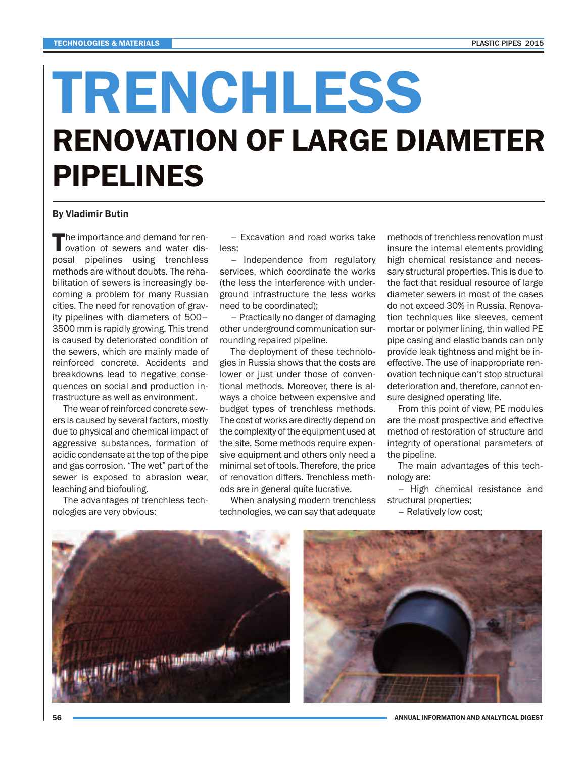# TRENCHLESS

## RENOVATION OF LARGE DIAMETER PIPELINES

**By Vladimir Butin**

The importance and demand for renovation of sewers and water disposal pipelines using trenchless methods are without doubts. The rehabilitation of sewers is increasingly becoming a problem for many Russian cities. The need for renovation of gravity pipelines with diameters of 500–3500 mm is rapidly growing. This trend is caused by deteriorated condition of the sewers, which are mainly made of reinforced concrete. Accidents and breakdowns lead to negative consequences on social and production infrastructure as well as environment.

The wear of reinforced concrete sewers is caused by several factors, mostly due to physical and chemical impact of aggressive substances, formation of acidic condensate at the top of the pipe and gas corrosion. "The wet" part of the sewer is exposed to abrasion wear, leaching and biofouling.

The advantages of trenchless technologies are very obvious:

– Excavation and road works take less;

– Independence from regulatory services, which coordinate the works (the less the interference with underground infrastructure the less works need to be coordinated);

– Practically no danger of damaging other underground communication surrounding repaired pipeline.

The deployment of these technologies in Russia shows that the costs are lower or just under those of conventional methods. Moreover, there is always a choice between expensive and budget types of trenchless methods. The cost of works are directly depend on the complexity of the equipment used at the site. Some methods require expensive equipment and others only need a minimal set of tools. Therefore, the price of renovation differs. Trenchless methods are in general quite lucrative.

When analysing modern trenchless technologies, we can say that adequate methods of trenchless renovation must insure the internal elements providing high chemical resistance and necessary structural properties. This is due to the fact that residual resource of large diameter sewers in most of the cases do not exceed 30% in Russia. Renovation techniques like sleeves, cement mortar or polymer lining, thin walled PE pipe casing and elastic bands can only provide leak tightness and might be ineffective. The use of inappropriate renovation technique can't stop structural deterioration and, therefore, cannot ensure designed operating life.

From this point of view, PE modules are the most prospective and effective method of restoration of structure and integrity of operational parameters of the pipeline.

The main advantages of this technology are:

– High chemical resistance and structural properties;

– Relatively low cost;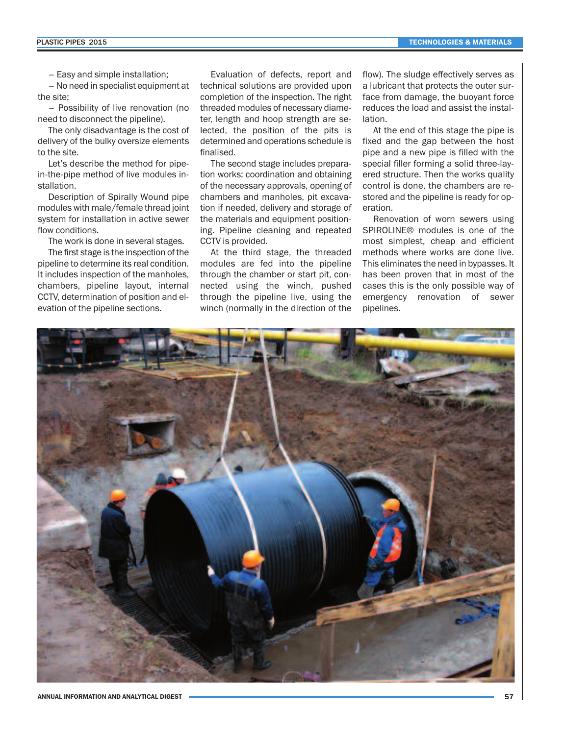– Easy and simple installation;

– No need in specialist equipment at the site;

– Possibility of live renovation (no need to disconnect the pipeline).

The only disadvantage is the cost of delivery of the bulky oversize elements to the site.

Let's describe the method for pipe-in-the-pipe method of live modules installation.

Description of Spirally Wound pipe modules with male/female thread joint system for installation in active sewer flow conditions.

The work is done in several stages.

The first stage is the inspection of the pipeline to determine its real condition. It includes inspection of the manholes, chambers, pipeline layout, internal CCTV, determination of position and elevation of the pipeline sections.

Evaluation of defects, report and technical solutions are provided upon completion of the inspection. The right threaded modules of necessary diameter, length and hoop strength are selected, the position of the pits is determined and operations schedule is finalised.

The second stage includes preparation works: coordination and obtaining of the necessary approvals, opening of chambers and manholes, pit excavation if needed, delivery and storage of the materials and equipment positioning. Pipeline cleaning and repeated CCTV is provided.

At the third stage, the threaded modules are fed into the pipeline through the chamber or start pit, connected using the winch, pushed through the pipeline live, using the winch (normally in the direction of the flow). The sludge effectively serves as a lubricant that protects the outer surface from damage, the buoyant force reduces the load and assist the installation.

At the end of this stage the pipe is fixed and the gap between the host pipe and a new pipe is filled with the special filler forming a solid three-layered structure. Then the works quality control is done, the chambers are restored and the pipeline is ready for operation.

Renovation of worn sewers using SPIROLINE® modules is one of the most simplest, cheap and efficient methods where works are done live. This eliminates the need in bypasses. It has been proven that in most of the cases this is the only possible way of emergency renovation of sewer pipelines.